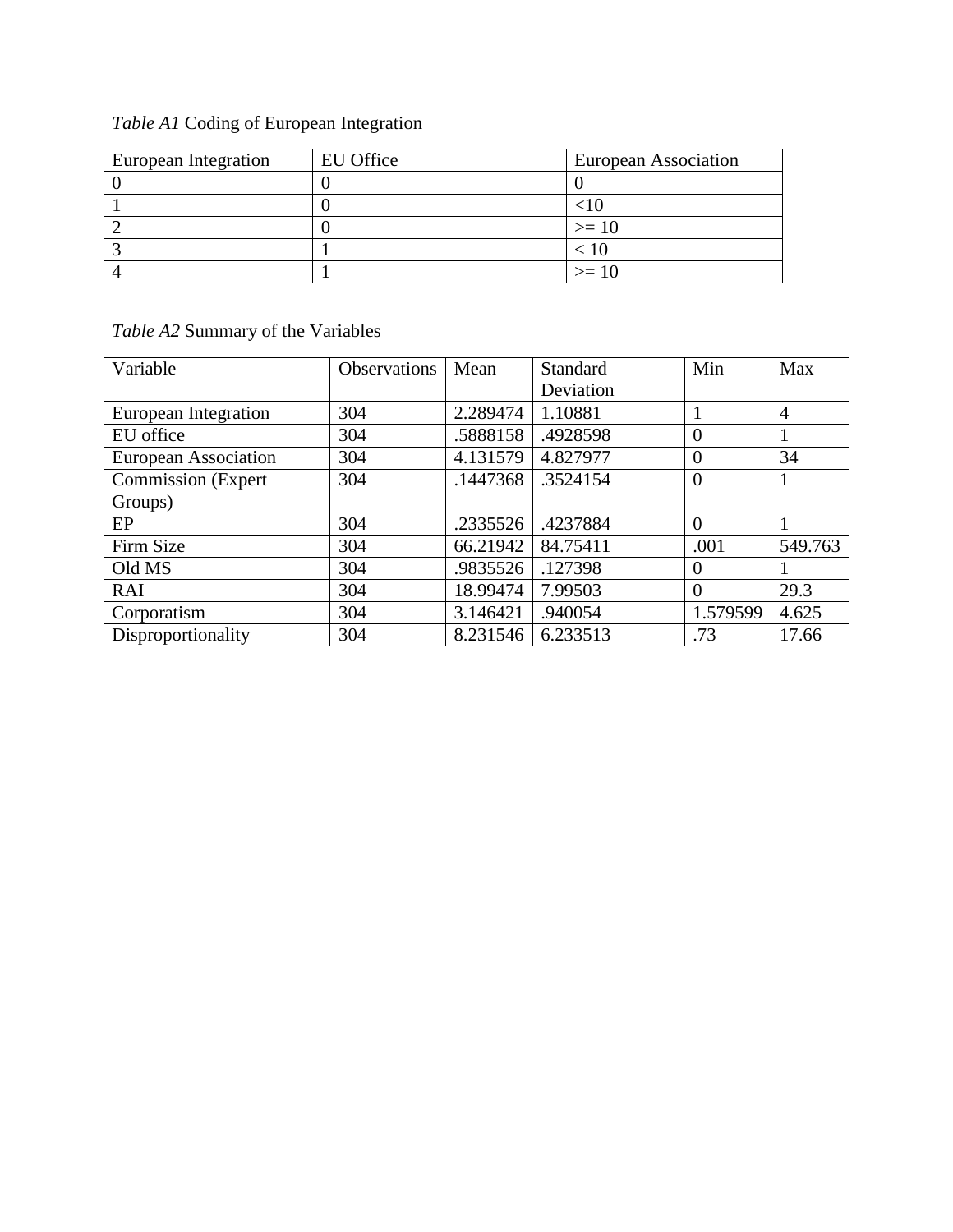*Table A1* Coding of European Integration

| European Integration | EU Office | European Association |
|---|---|---|
| 0 | 0 | 0 |
| 1 | 0 | <10 |
| 2 | 0 | >= 10 |
| 3 | 1 | < 10 |
| 4 | 1 | >= 10 |

*Table A2* Summary of the Variables

| Variable | Observations | Mean | Standard Deviation | Min | Max |
|---|---|---|---|---|---|
| European Integration | 304 | 2.289474 | 1.10881 | 1 | 4 |
| EU office | 304 | .5888158 | .4928598 | 0 | 1 |
| European Association | 304 | 4.131579 | 4.827977 | 0 | 34 |
| Commission (Expert Groups) | 304 | .1447368 | .3524154 | 0 | 1 |
| EP | 304 | .2335526 | .4237884 | 0 | 1 |
| Firm Size | 304 | 66.21942 | 84.75411 | .001 | 549.763 |
| Old MS | 304 | .9835526 | .127398 | 0 | 1 |
| RAI | 304 | 18.99474 | 7.99503 | 0 | 29.3 |
| Corporatism | 304 | 3.146421 | .940054 | 1.579599 | 4.625 |
| Disproportionality | 304 | 8.231546 | 6.233513 | .73 | 17.66 |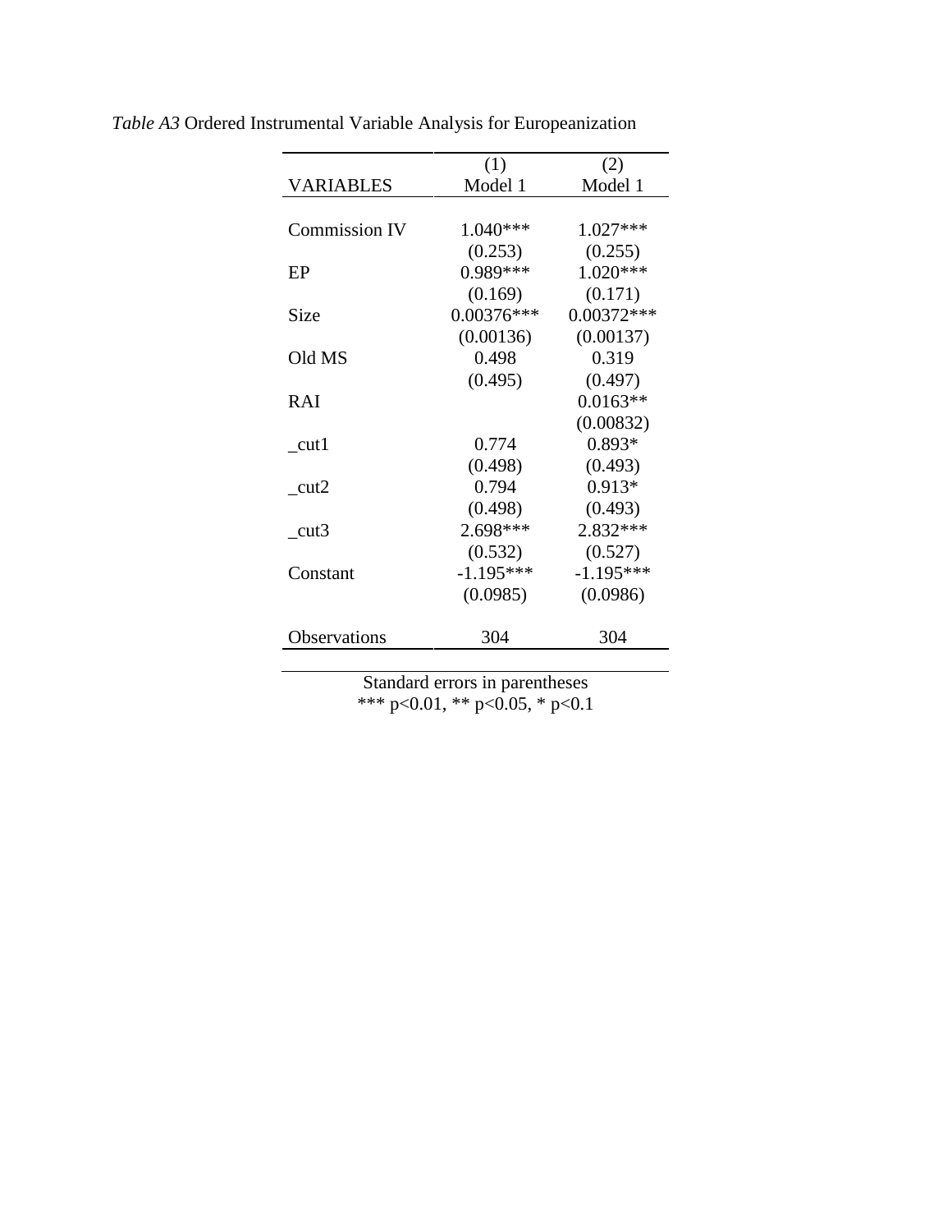*Table A3* Ordered Instrumental Variable Analysis for Europeanization

| VARIABLES | (1)<br>Model 1 | (2)<br>Model 1 |
|---|---|---|
| Commission IV | 1.040***<br>(0.253) | 1.027***<br>(0.255) |
| EP | 0.989***<br>(0.169) | 1.020***<br>(0.171) |
| Size | 0.00376***<br>(0.00136) | 0.00372***<br>(0.00137) |
| Old MS | 0.498<br>(0.495) | 0.319<br>(0.497) |
| RAI | | 0.0163**<br>(0.00832) |
| _cut1 | 0.774<br>(0.498) | 0.893*<br>(0.493) |
| _cut2 | 0.794<br>(0.498) | 0.913*<br>(0.493) |
| _cut3 | 2.698***<br>(0.532) | 2.832***<br>(0.527) |
| Constant | -1.195***<br>(0.0985) | -1.195***<br>(0.0986) |
| Observations | 304 | 304 |

Standard errors in parentheses
*** p<0.01, ** p<0.05, * p<0.1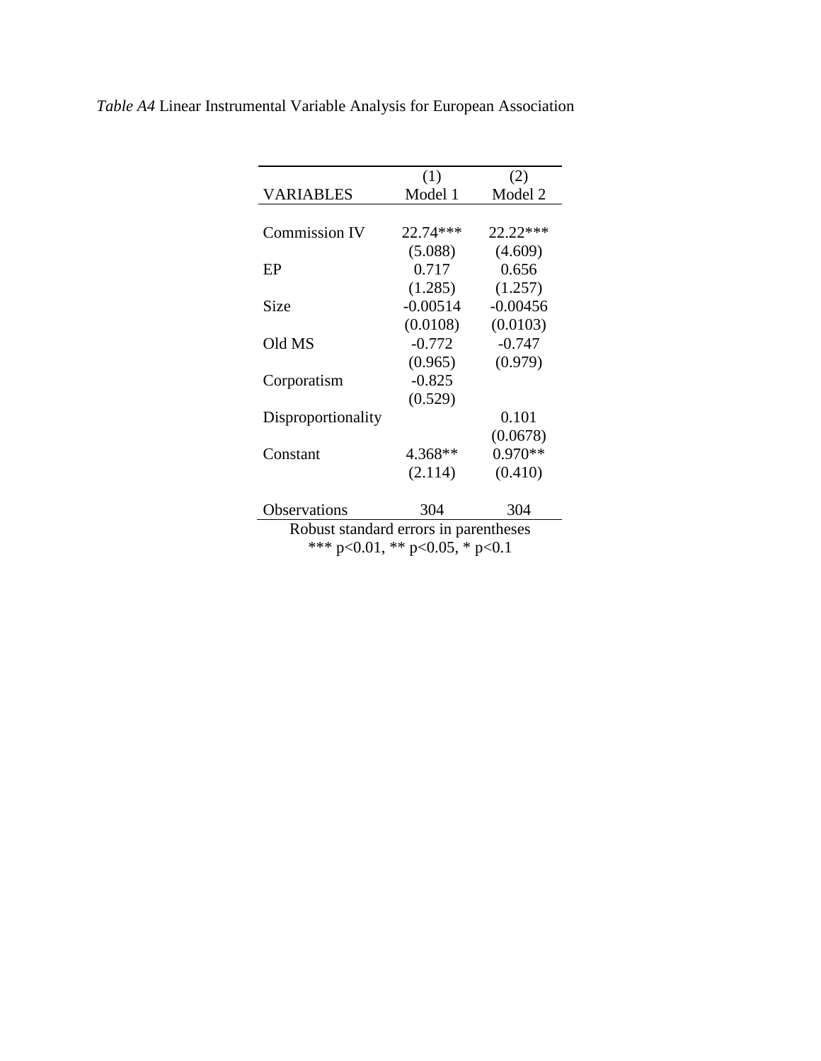*Table A4* Linear Instrumental Variable Analysis for European Association

| VARIABLES | (1) Model 1 | (2) Model 2 |
|---|---|---|
| Commission IV | 22.74*** | 22.22*** |
| | (5.088) | (4.609) |
| EP | 0.717 | 0.656 |
| | (1.285) | (1.257) |
| Size | -0.00514 | -0.00456 |
| | (0.0108) | (0.0103) |
| Old MS | -0.772 | -0.747 |
| | (0.965) | (0.979) |
| Corporatism | -0.825 | |
| | (0.529) | |
| Disproportionality | | 0.101 |
| | | (0.0678) |
| Constant | 4.368** | 0.970** |
| | (2.114) | (0.410) |
| Observations | 304 | 304 |

Robust standard errors in parentheses
*** p<0.01, ** p<0.05, * p<0.1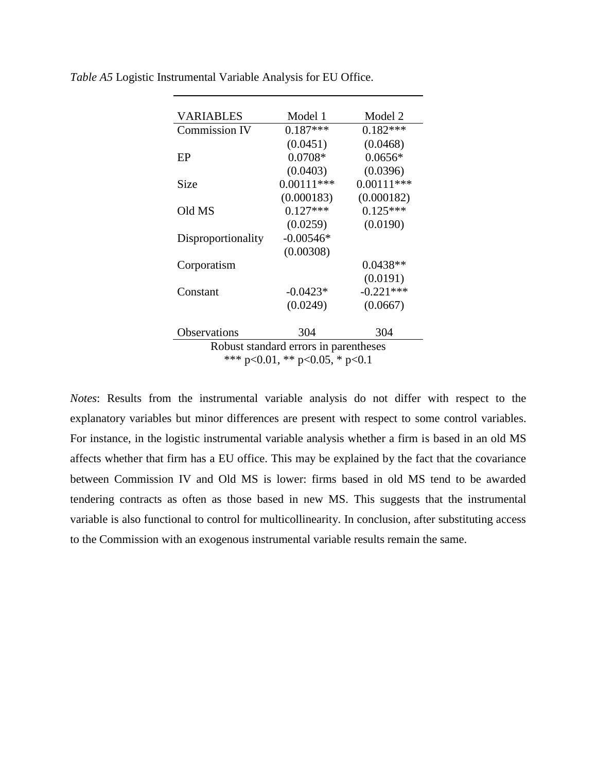*Table A5* Logistic Instrumental Variable Analysis for EU Office.

| VARIABLES | Model 1 | Model 2 |
|---|---|---|
| Commission IV | 0.187*** | 0.182*** |
| | (0.0451) | (0.0468) |
| EP | 0.0708* | 0.0656* |
| | (0.0403) | (0.0396) |
| Size | 0.00111*** | 0.00111*** |
| | (0.000183) | (0.000182) |
| Old MS | 0.127*** | 0.125*** |
| | (0.0259) | (0.0190) |
| Disproportionality | -0.00546* | |
| | (0.00308) | |
| Corporatism | | 0.0438** |
| | | (0.0191) |
| Constant | -0.0423* | -0.221*** |
| | (0.0249) | (0.0667) |
| Observations | 304 | 304 |

Robust standard errors in parentheses
*** p<0.01, ** p<0.05, * p<0.1

*Notes*: Results from the instrumental variable analysis do not differ with respect to the explanatory variables but minor differences are present with respect to some control variables. For instance, in the logistic instrumental variable analysis whether a firm is based in an old MS affects whether that firm has a EU office. This may be explained by the fact that the covariance between Commission IV and Old MS is lower: firms based in old MS tend to be awarded tendering contracts as often as those based in new MS. This suggests that the instrumental variable is also functional to control for multicollinearity. In conclusion, after substituting access to the Commission with an exogenous instrumental variable results remain the same.